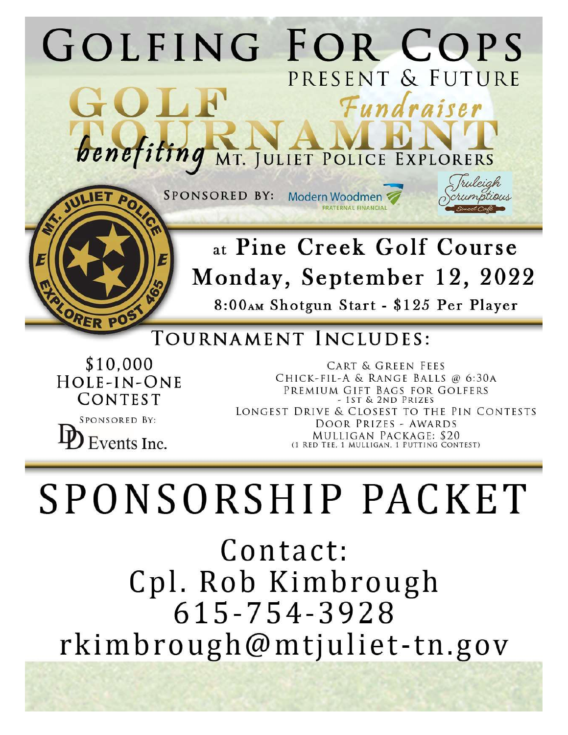# GOLFING FOR COPS

## PRESENT & FUTURE

# GOLF TOURNAMENT

## Fundraiser

*benefiting* MT. JULIET POLICE EXPLORERS

SPONSORED BY: Modern Woodmen FRATERNAL FINANCIAL, Truleigh Scrumptious Sweet Café

MT. JULIET POLICE EXPLORER POST 465

## at Pine Creek Golf Course

## Monday, September 12, 2022

**8:00AM Shotgun Start - $125 Per Player**

## TOURNAMENT INCLUDES:

**$10,000 HOLE-IN-ONE CONTEST**

SPONSORED BY: DD Events Inc.

- CART & GREEN FEES
- CHICK-FIL-A & RANGE BALLS @ 6:30A
- PREMIUM GIFT BAGS FOR GOLFERS - 1ST & 2ND PRIZES
- LONGEST DRIVE & CLOSEST TO THE PIN CONTESTS
- DOOR PRIZES - AWARDS
- MULLIGAN PACKAGE: $20 (1 RED TEE, 1 MULLIGAN, 1 PUTTING CONTEST)

# SPONSORSHIP PACKET

Contact:
Cpl. Rob Kimbrough
615-754-3928
rkimbrough@mtjuliet-tn.gov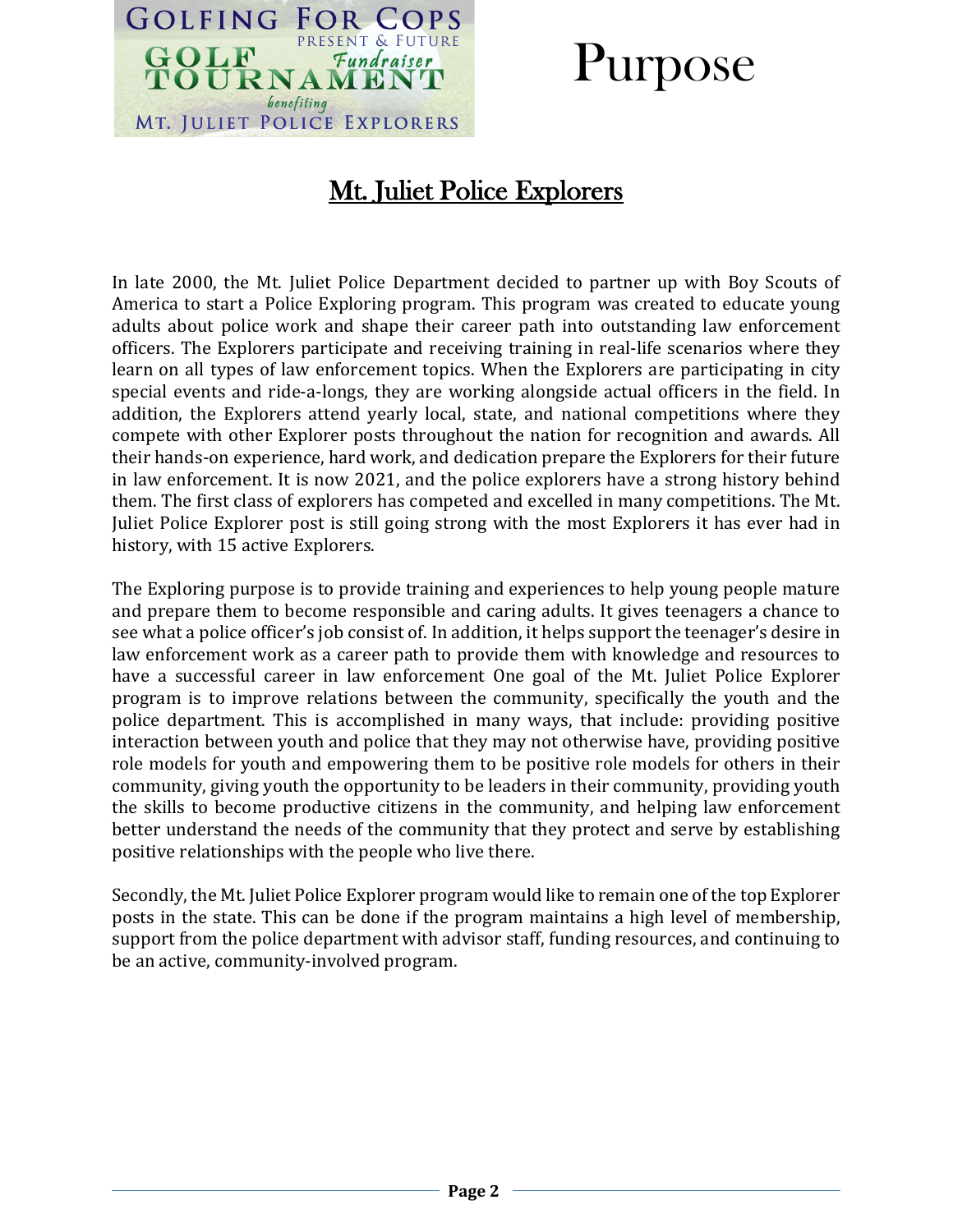GOLFING FOR COPS
PRESENT & FUTURE
GOLF TOURNAMENT
Fundraiser
benefiting
MT. JULIET POLICE EXPLORERS

# Purpose

## Mt. Juliet Police Explorers

In late 2000, the Mt. Juliet Police Department decided to partner up with Boy Scouts of America to start a Police Exploring program. This program was created to educate young adults about police work and shape their career path into outstanding law enforcement officers. The Explorers participate and receiving training in real-life scenarios where they learn on all types of law enforcement topics. When the Explorers are participating in city special events and ride-a-longs, they are working alongside actual officers in the field. In addition, the Explorers attend yearly local, state, and national competitions where they compete with other Explorer posts throughout the nation for recognition and awards. All their hands-on experience, hard work, and dedication prepare the Explorers for their future in law enforcement. It is now 2021, and the police explorers have a strong history behind them. The first class of explorers has competed and excelled in many competitions. The Mt. Juliet Police Explorer post is still going strong with the most Explorers it has ever had in history, with 15 active Explorers.

The Exploring purpose is to provide training and experiences to help young people mature and prepare them to become responsible and caring adults. It gives teenagers a chance to see what a police officer's job consist of. In addition, it helps support the teenager's desire in law enforcement work as a career path to provide them with knowledge and resources to have a successful career in law enforcement One goal of the Mt. Juliet Police Explorer program is to improve relations between the community, specifically the youth and the police department. This is accomplished in many ways, that include: providing positive interaction between youth and police that they may not otherwise have, providing positive role models for youth and empowering them to be positive role models for others in their community, giving youth the opportunity to be leaders in their community, providing youth the skills to become productive citizens in the community, and helping law enforcement better understand the needs of the community that they protect and serve by establishing positive relationships with the people who live there.

Secondly, the Mt. Juliet Police Explorer program would like to remain one of the top Explorer posts in the state. This can be done if the program maintains a high level of membership, support from the police department with advisor staff, funding resources, and continuing to be an active, community-involved program.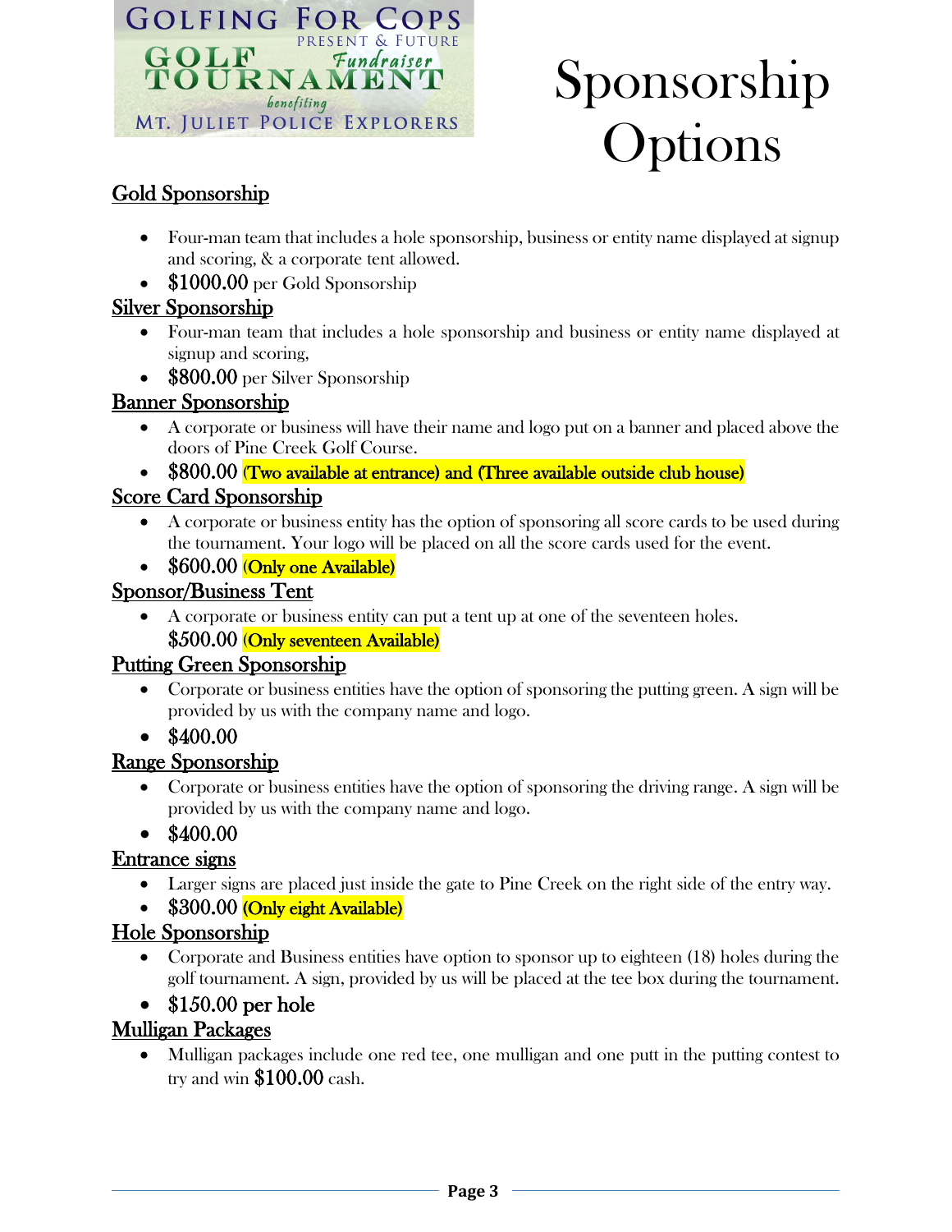GOLFING FOR COPS
PRESENT & FUTURE
GOLF TOURNAMENT
Fundraiser
benefiting
MT. JULIET POLICE EXPLORERS

# Sponsorship Options

## Gold Sponsorship

- Four-man team that includes a hole sponsorship, business or entity name displayed at signup and scoring, & a corporate tent allowed.
- **$1000.00** per Gold Sponsorship

## Silver Sponsorship

- Four-man team that includes a hole sponsorship and business or entity name displayed at signup and scoring,
- **$800.00** per Silver Sponsorship

## Banner Sponsorship

- A corporate or business will have their name and logo put on a banner and placed above the doors of Pine Creek Golf Course.
- **$800.00** (Two available at entrance) and (Three available outside club house)

## Score Card Sponsorship

- A corporate or business entity has the option of sponsoring all score cards to be used during the tournament. Your logo will be placed on all the score cards used for the event.
- **$600.00** (Only one Available)

## Sponsor/Business Tent

- A corporate or business entity can put a tent up at one of the seventeen holes.
  **$500.00** (Only seventeen Available)

## Putting Green Sponsorship

- Corporate or business entities have the option of sponsoring the putting green. A sign will be provided by us with the company name and logo.
- **$400.00**

## Range Sponsorship

- Corporate or business entities have the option of sponsoring the driving range. A sign will be provided by us with the company name and logo.
- **$400.00**

## Entrance signs

- Larger signs are placed just inside the gate to Pine Creek on the right side of the entry way.
- **$300.00** (Only eight Available)

## Hole Sponsorship

- Corporate and Business entities have option to sponsor up to eighteen (18) holes during the golf tournament. A sign, provided by us will be placed at the tee box during the tournament.
- **$150.00 per hole**

## Mulligan Packages

- Mulligan packages include one red tee, one mulligan and one putt in the putting contest to try and win **$100.00** cash.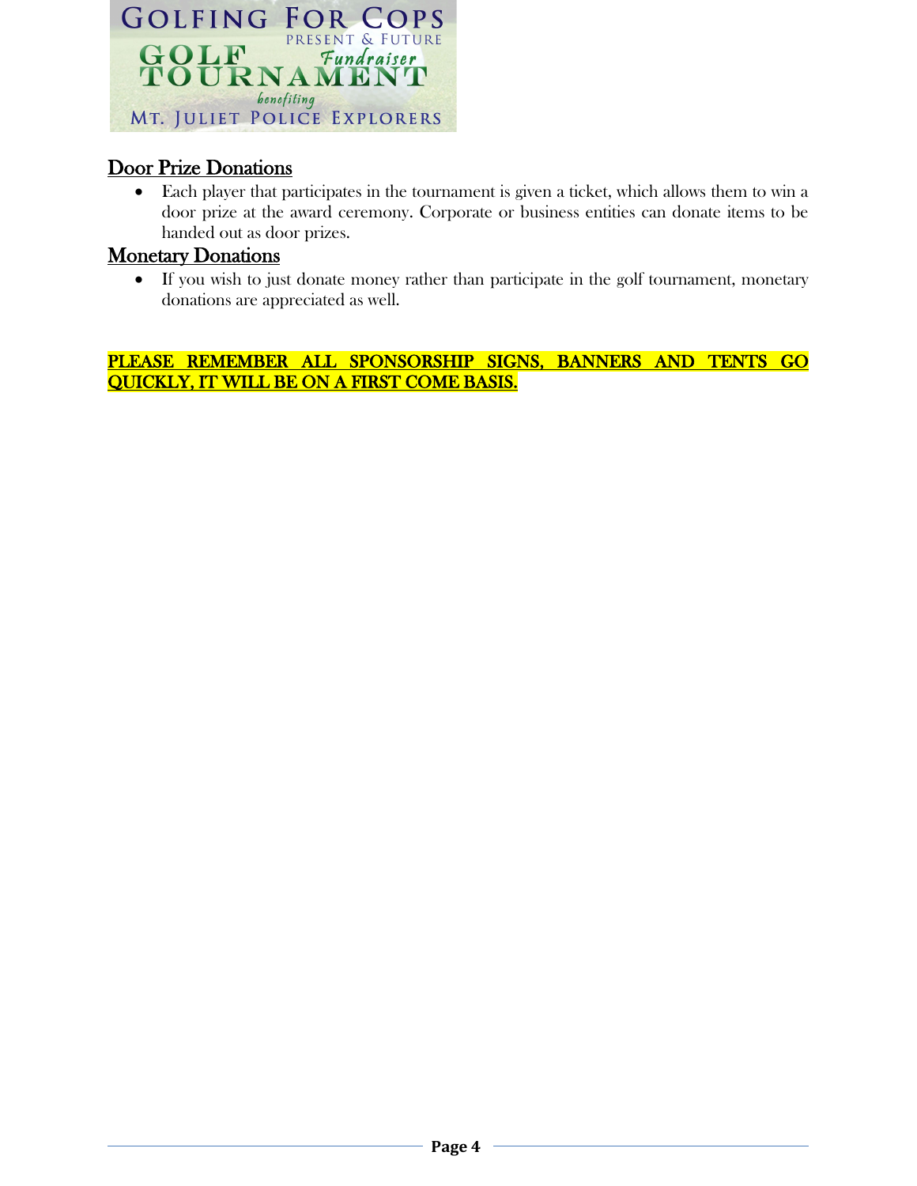## Door Prize Donations

- Each player that participates in the tournament is given a ticket, which allows them to win a door prize at the award ceremony. Corporate or business entities can donate items to be handed out as door prizes.

## Monetary Donations

- If you wish to just donate money rather than participate in the golf tournament, monetary donations are appreciated as well.

**PLEASE REMEMBER ALL SPONSORSHIP SIGNS, BANNERS AND TENTS GO QUICKLY, IT WILL BE ON A FIRST COME BASIS.**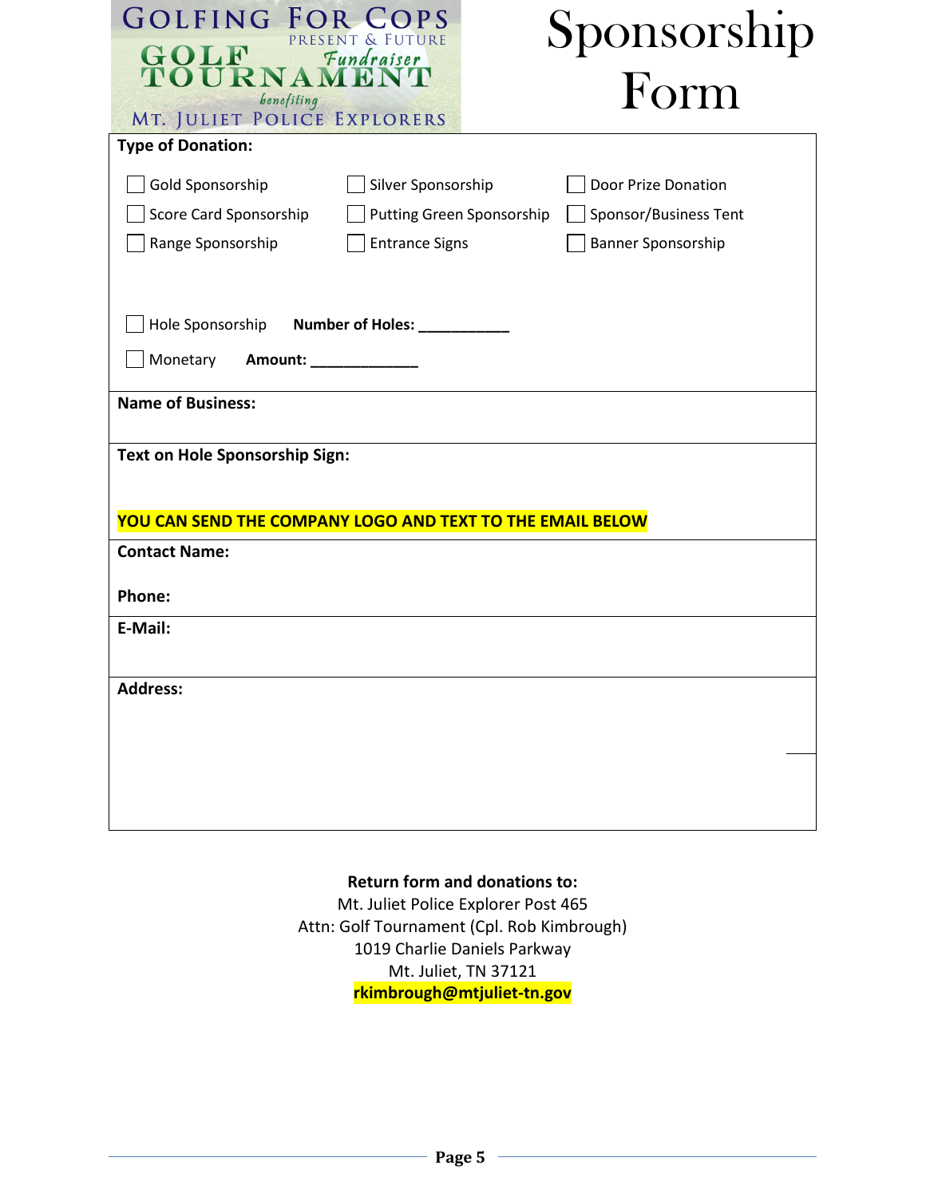# GOLFING FOR COPS

PRESENT & FUTURE

GOLF TOURNAMENT *Fundraiser*

*benefiting*

MT. JULIET POLICE EXPLORERS

# Sponsorship Form

**Type of Donation:**

| | | |
|---|---|---|
| ☐ Gold Sponsorship | ☐ Silver Sponsorship | ☐ Door Prize Donation |
| ☐ Score Card Sponsorship | ☐ Putting Green Sponsorship | ☐ Sponsor/Business Tent |
| ☐ Range Sponsorship | ☐ Entrance Signs | ☐ Banner Sponsorship |

☐ Hole Sponsorship **Number of Holes: ___________**

☐ Monetary **Amount: _____________**

**Name of Business:**

**Text on Hole Sponsorship Sign:**

**YOU CAN SEND THE COMPANY LOGO AND TEXT TO THE EMAIL BELOW**

**Contact Name:**

**Phone:**

**E-Mail:**

**Address:**

**Return form and donations to:**

Mt. Juliet Police Explorer Post 465

Attn: Golf Tournament (Cpl. Rob Kimbrough)

1019 Charlie Daniels Parkway

Mt. Juliet, TN 37121

**rkimbrough@mtjuliet-tn.gov**